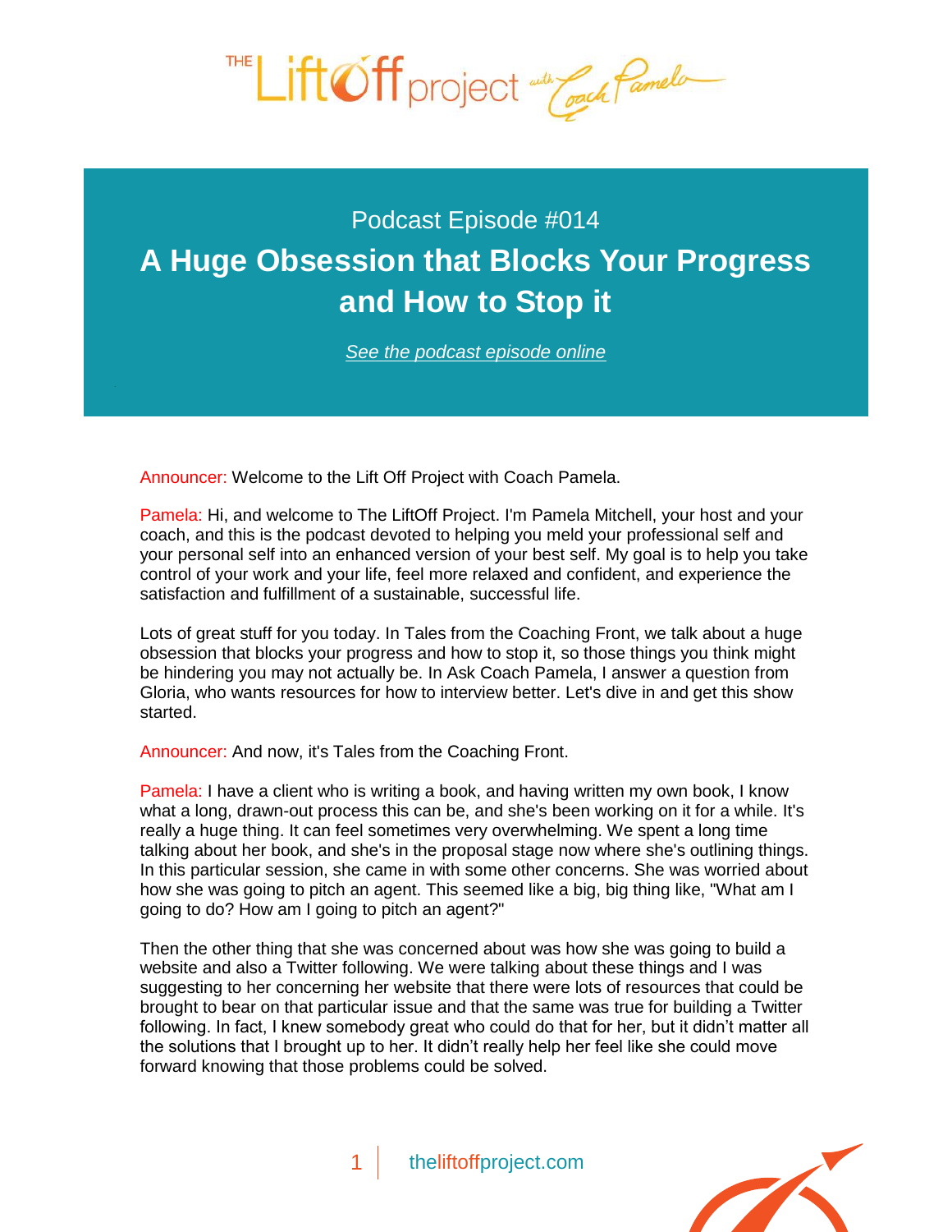Podcast Episode #014

# A Huge Obsession that Blocks Your Progress and How to Stop it

*See the podcast episode online*

Announcer: Welcome to the Lift Off Project with Coach Pamela.

Pamela: Hi, and welcome to The LiftOff Project. I'm Pamela Mitchell, your host and your coach, and this is the podcast devoted to helping you meld your professional self and your personal self into an enhanced version of your best self. My goal is to help you take control of your work and your life, feel more relaxed and confident, and experience the satisfaction and fulfillment of a sustainable, successful life.

Lots of great stuff for you today. In Tales from the Coaching Front, we talk about a huge obsession that blocks your progress and how to stop it, so those things you think might be hindering you may not actually be. In Ask Coach Pamela, I answer a question from Gloria, who wants resources for how to interview better. Let's dive in and get this show started.

Announcer: And now, it's Tales from the Coaching Front.

Pamela: I have a client who is writing a book, and having written my own book, I know what a long, drawn-out process this can be, and she's been working on it for a while. It's really a huge thing. It can feel sometimes very overwhelming. We spent a long time talking about her book, and she's in the proposal stage now where she's outlining things. In this particular session, she came in with some other concerns. She was worried about how she was going to pitch an agent. This seemed like a big, big thing like, "What am I going to do? How am I going to pitch an agent?"

Then the other thing that she was concerned about was how she was going to build a website and also a Twitter following. We were talking about these things and I was suggesting to her concerning her website that there were lots of resources that could be brought to bear on that particular issue and that the same was true for building a Twitter following. In fact, I knew somebody great who could do that for her, but it didn't matter all the solutions that I brought up to her. It didn't really help her feel like she could move forward knowing that those problems could be solved.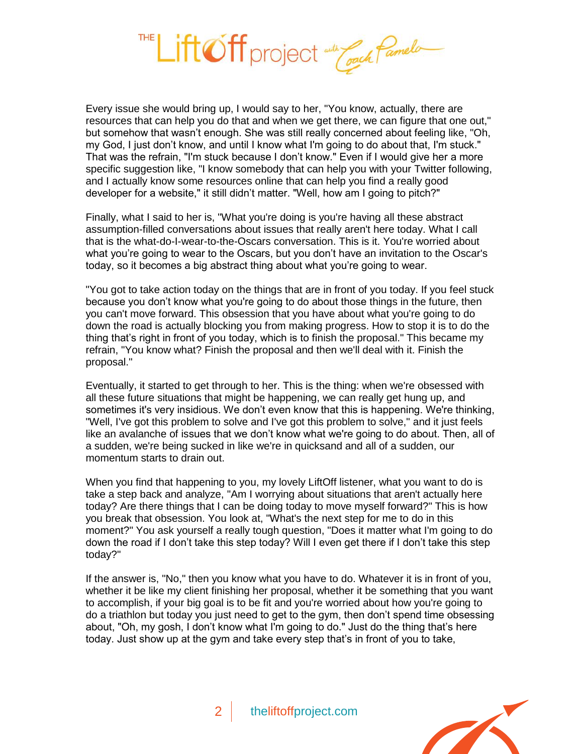Every issue she would bring up, I would say to her, "You know, actually, there are resources that can help you do that and when we get there, we can figure that one out," but somehow that wasn't enough. She was still really concerned about feeling like, "Oh, my God, I just don't know, and until I know what I'm going to do about that, I'm stuck." That was the refrain, "I'm stuck because I don't know." Even if I would give her a more specific suggestion like, "I know somebody that can help you with your Twitter following, and I actually know some resources online that can help you find a really good developer for a website," it still didn't matter. "Well, how am I going to pitch?"

Finally, what I said to her is, "What you're doing is you're having all these abstract assumption-filled conversations about issues that really aren't here today. What I call that is the what-do-I-wear-to-the-Oscars conversation. This is it. You're worried about what you're going to wear to the Oscars, but you don't have an invitation to the Oscar's today, so it becomes a big abstract thing about what you're going to wear.

"You got to take action today on the things that are in front of you today. If you feel stuck because you don't know what you're going to do about those things in the future, then you can't move forward. This obsession that you have about what you're going to do down the road is actually blocking you from making progress. How to stop it is to do the thing that's right in front of you today, which is to finish the proposal." This became my refrain, "You know what? Finish the proposal and then we'll deal with it. Finish the proposal."

Eventually, it started to get through to her. This is the thing: when we're obsessed with all these future situations that might be happening, we can really get hung up, and sometimes it's very insidious. We don't even know that this is happening. We're thinking, "Well, I've got this problem to solve and I've got this problem to solve," and it just feels like an avalanche of issues that we don't know what we're going to do about. Then, all of a sudden, we're being sucked in like we're in quicksand and all of a sudden, our momentum starts to drain out.

When you find that happening to you, my lovely LiftOff listener, what you want to do is take a step back and analyze, "Am I worrying about situations that aren't actually here today? Are there things that I can be doing today to move myself forward?" This is how you break that obsession. You look at, "What's the next step for me to do in this moment?" You ask yourself a really tough question, "Does it matter what I'm going to do down the road if I don't take this step today? Will I even get there if I don't take this step today?"

If the answer is, "No," then you know what you have to do. Whatever it is in front of you, whether it be like my client finishing her proposal, whether it be something that you want to accomplish, if your big goal is to be fit and you're worried about how you're going to do a triathlon but today you just need to get to the gym, then don't spend time obsessing about, "Oh, my gosh, I don't know what I'm going to do." Just do the thing that's here today. Just show up at the gym and take every step that's in front of you to take,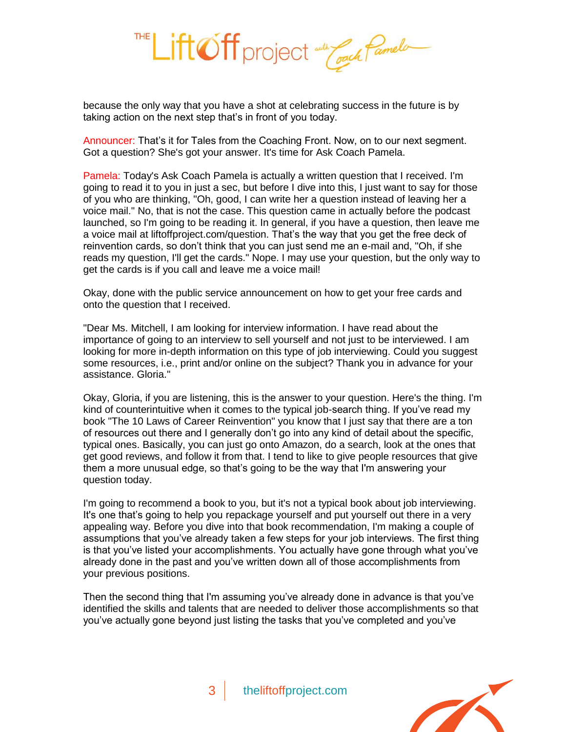because the only way that you have a shot at celebrating success in the future is by taking action on the next step that's in front of you today.

Announcer: That's it for Tales from the Coaching Front. Now, on to our next segment. Got a question? She's got your answer. It's time for Ask Coach Pamela.

Pamela: Today's Ask Coach Pamela is actually a written question that I received. I'm going to read it to you in just a sec, but before I dive into this, I just want to say for those of you who are thinking, "Oh, good, I can write her a question instead of leaving her a voice mail." No, that is not the case. This question came in actually before the podcast launched, so I'm going to be reading it. In general, if you have a question, then leave me a voice mail at liftoffproject.com/question. That's the way that you get the free deck of reinvention cards, so don't think that you can just send me an e-mail and, "Oh, if she reads my question, I'll get the cards." Nope. I may use your question, but the only way to get the cards is if you call and leave me a voice mail!

Okay, done with the public service announcement on how to get your free cards and onto the question that I received.

"Dear Ms. Mitchell, I am looking for interview information. I have read about the importance of going to an interview to sell yourself and not just to be interviewed. I am looking for more in-depth information on this type of job interviewing. Could you suggest some resources, i.e., print and/or online on the subject? Thank you in advance for your assistance. Gloria."

Okay, Gloria, if you are listening, this is the answer to your question. Here's the thing. I'm kind of counterintuitive when it comes to the typical job-search thing. If you've read my book "The 10 Laws of Career Reinvention" you know that I just say that there are a ton of resources out there and I generally don't go into any kind of detail about the specific, typical ones. Basically, you can just go onto Amazon, do a search, look at the ones that get good reviews, and follow it from that. I tend to like to give people resources that give them a more unusual edge, so that's going to be the way that I'm answering your question today.

I'm going to recommend a book to you, but it's not a typical book about job interviewing. It's one that's going to help you repackage yourself and put yourself out there in a very appealing way. Before you dive into that book recommendation, I'm making a couple of assumptions that you've already taken a few steps for your job interviews. The first thing is that you've listed your accomplishments. You actually have gone through what you've already done in the past and you've written down all of those accomplishments from your previous positions.

Then the second thing that I'm assuming you've already done in advance is that you've identified the skills and talents that are needed to deliver those accomplishments so that you've actually gone beyond just listing the tasks that you've completed and you've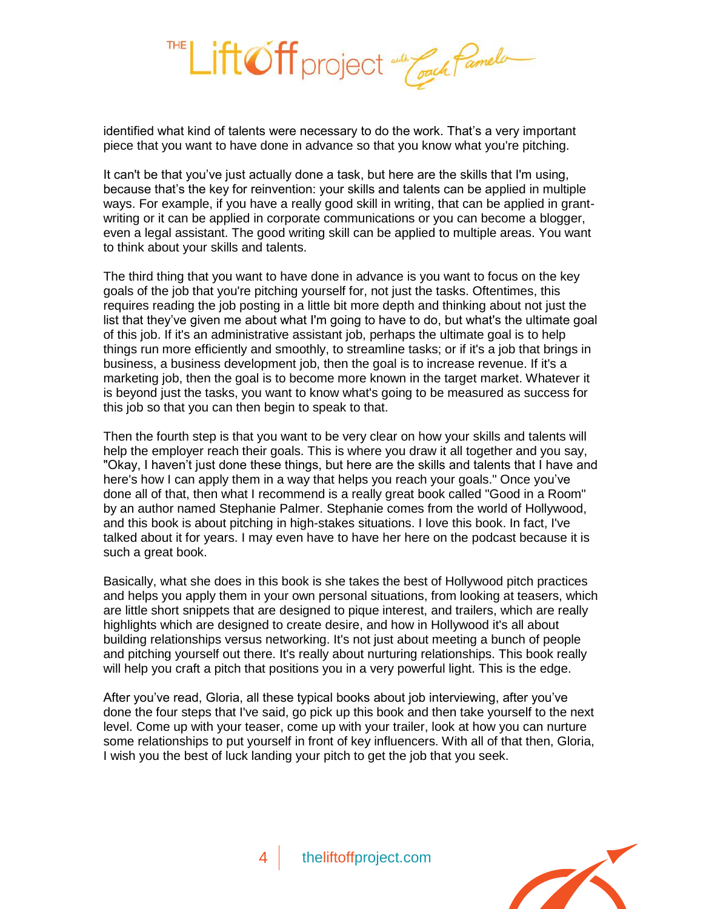identified what kind of talents were necessary to do the work. That's a very important piece that you want to have done in advance so that you know what you're pitching.

It can't be that you've just actually done a task, but here are the skills that I'm using, because that's the key for reinvention: your skills and talents can be applied in multiple ways. For example, if you have a really good skill in writing, that can be applied in grant-writing or it can be applied in corporate communications or you can become a blogger, even a legal assistant. The good writing skill can be applied to multiple areas. You want to think about your skills and talents.

The third thing that you want to have done in advance is you want to focus on the key goals of the job that you're pitching yourself for, not just the tasks. Oftentimes, this requires reading the job posting in a little bit more depth and thinking about not just the list that they've given me about what I'm going to have to do, but what's the ultimate goal of this job. If it's an administrative assistant job, perhaps the ultimate goal is to help things run more efficiently and smoothly, to streamline tasks; or if it's a job that brings in business, a business development job, then the goal is to increase revenue. If it's a marketing job, then the goal is to become more known in the target market. Whatever it is beyond just the tasks, you want to know what's going to be measured as success for this job so that you can then begin to speak to that.

Then the fourth step is that you want to be very clear on how your skills and talents will help the employer reach their goals. This is where you draw it all together and you say, "Okay, I haven't just done these things, but here are the skills and talents that I have and here's how I can apply them in a way that helps you reach your goals." Once you've done all of that, then what I recommend is a really great book called "Good in a Room" by an author named Stephanie Palmer. Stephanie comes from the world of Hollywood, and this book is about pitching in high-stakes situations. I love this book. In fact, I've talked about it for years. I may even have to have her here on the podcast because it is such a great book.

Basically, what she does in this book is she takes the best of Hollywood pitch practices and helps you apply them in your own personal situations, from looking at teasers, which are little short snippets that are designed to pique interest, and trailers, which are really highlights which are designed to create desire, and how in Hollywood it's all about building relationships versus networking. It's not just about meeting a bunch of people and pitching yourself out there. It's really about nurturing relationships. This book really will help you craft a pitch that positions you in a very powerful light. This is the edge.

After you've read, Gloria, all these typical books about job interviewing, after you've done the four steps that I've said, go pick up this book and then take yourself to the next level. Come up with your teaser, come up with your trailer, look at how you can nurture some relationships to put yourself in front of key influencers. With all of that then, Gloria, I wish you the best of luck landing your pitch to get the job that you seek.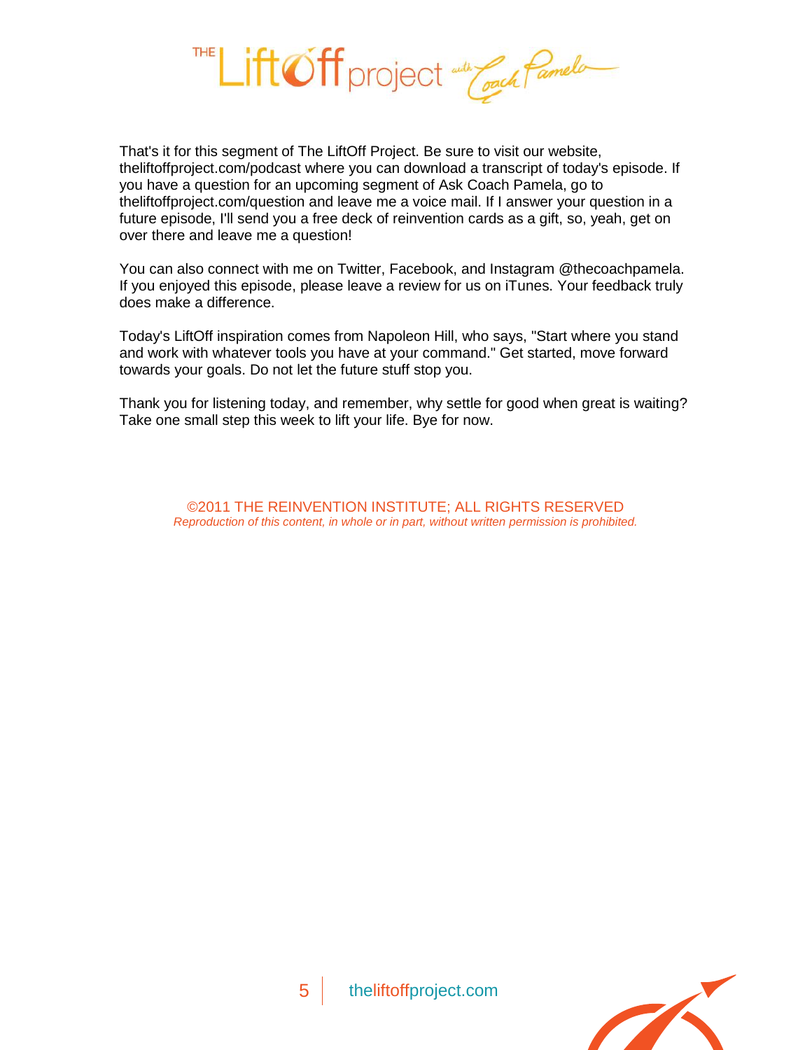That's it for this segment of The LiftOff Project. Be sure to visit our website, theliftoffproject.com/podcast where you can download a transcript of today's episode. If you have a question for an upcoming segment of Ask Coach Pamela, go to theliftoffproject.com/question and leave me a voice mail. If I answer your question in a future episode, I'll send you a free deck of reinvention cards as a gift, so, yeah, get on over there and leave me a question!

You can also connect with me on Twitter, Facebook, and Instagram @thecoachpamela. If you enjoyed this episode, please leave a review for us on iTunes. Your feedback truly does make a difference.

Today's LiftOff inspiration comes from Napoleon Hill, who says, "Start where you stand and work with whatever tools you have at your command." Get started, move forward towards your goals. Do not let the future stuff stop you.

Thank you for listening today, and remember, why settle for good when great is waiting? Take one small step this week to lift your life. Bye for now.

©2011 THE REINVENTION INSTITUTE; ALL RIGHTS RESERVED
*Reproduction of this content, in whole or in part, without written permission is prohibited.*